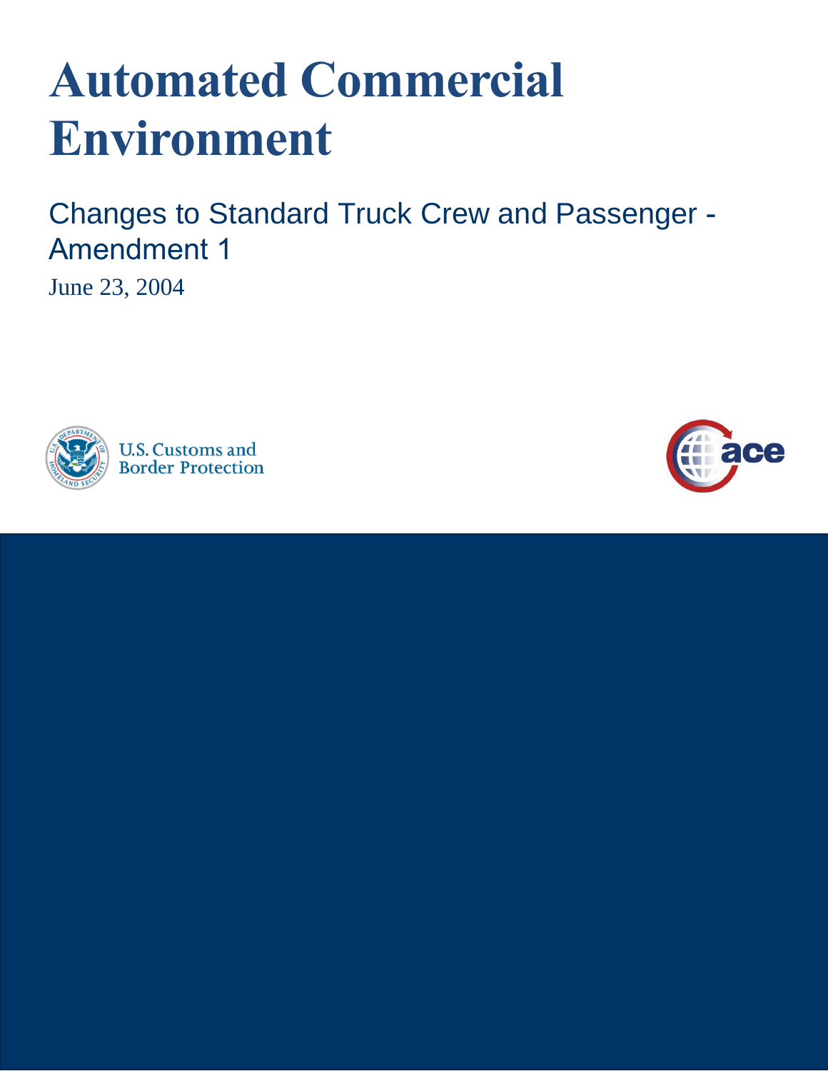# Automated Commercial Environment

## Changes to Standard Truck Crew and Passenger - Amendment 1

June 23, 2004

U.S. Customs and Border Protection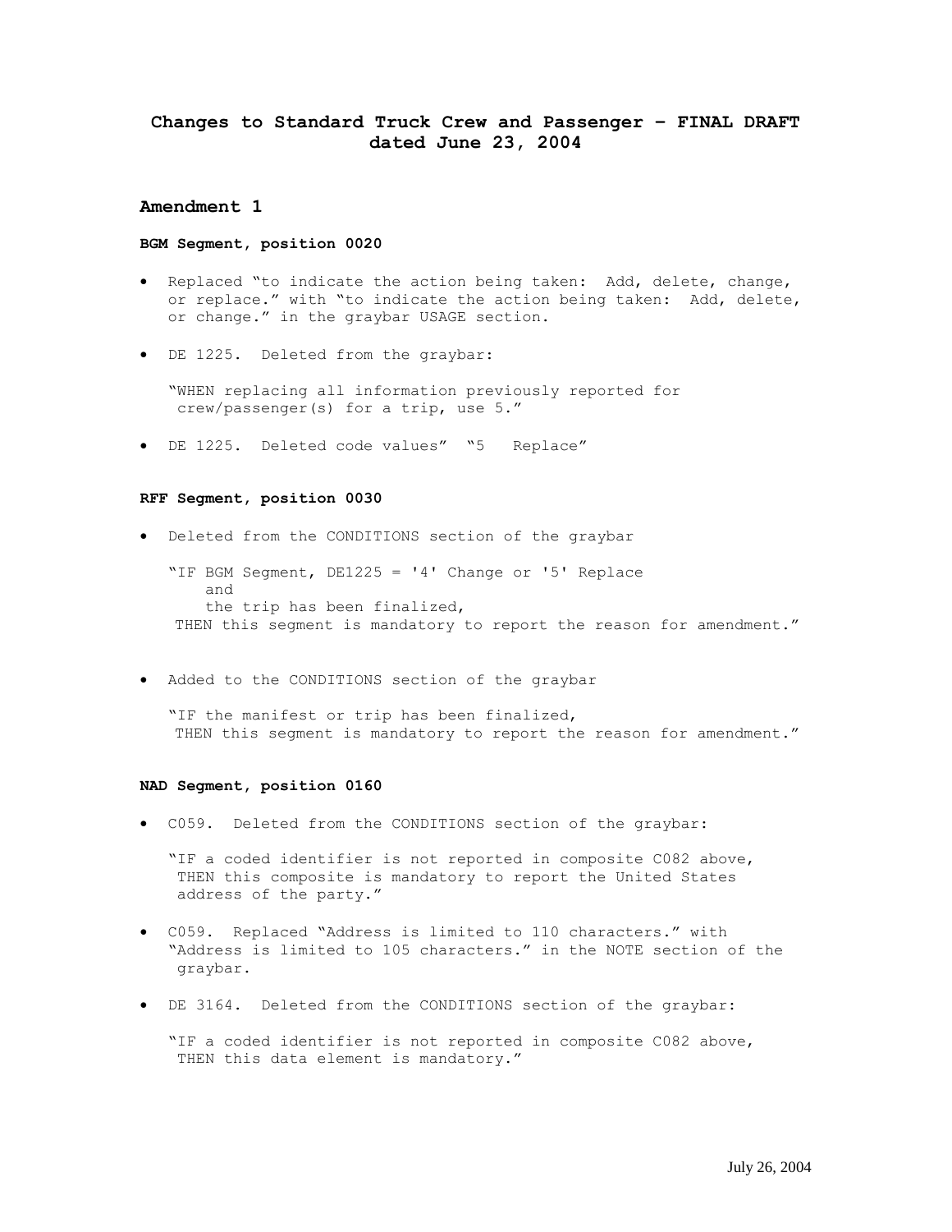**Changes to Standard Truck Crew and Passenger – FINAL DRAFT dated June 23, 2004**

## Amendment 1

**BGM Segment, position 0020**

- Replaced "to indicate the action being taken: Add, delete, change, or replace." with "to indicate the action being taken: Add, delete, or change." in the graybar USAGE section.
- DE 1225. Deleted from the graybar:

  "WHEN replacing all information previously reported for crew/passenger(s) for a trip, use 5."

- DE 1225. Deleted code values" "5 Replace"

**RFF Segment, position 0030**

- Deleted from the CONDITIONS section of the graybar

  ```
  "IF BGM Segment, DE1225 = '4' Change or '5' Replace
      and
      the trip has been finalized,
   THEN this segment is mandatory to report the reason for amendment."
  ```

- Added to the CONDITIONS section of the graybar

  ```
  "IF the manifest or trip has been finalized,
   THEN this segment is mandatory to report the reason for amendment."
  ```

**NAD Segment, position 0160**

- C059. Deleted from the CONDITIONS section of the graybar:

  "IF a coded identifier is not reported in composite C082 above, THEN this composite is mandatory to report the United States address of the party."

- C059. Replaced "Address is limited to 110 characters." with "Address is limited to 105 characters." in the NOTE section of the graybar.
- DE 3164. Deleted from the CONDITIONS section of the graybar:

  "IF a coded identifier is not reported in composite C082 above, THEN this data element is mandatory."

July 26, 2004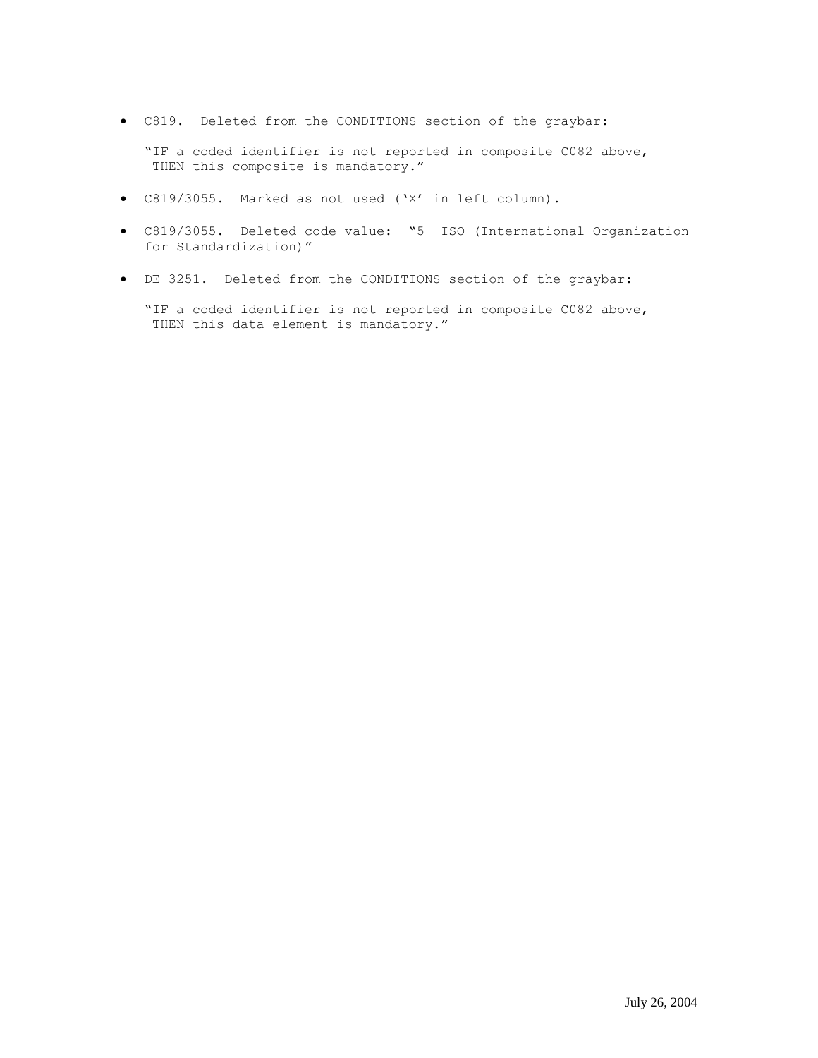- C819. Deleted from the CONDITIONS section of the graybar:

  "IF a coded identifier is not reported in composite C082 above, THEN this composite is mandatory."

- C819/3055. Marked as not used ('X' in left column).

- C819/3055. Deleted code value: "5 ISO (International Organization for Standardization)"

- DE 3251. Deleted from the CONDITIONS section of the graybar:

  "IF a coded identifier is not reported in composite C082 above, THEN this data element is mandatory."

July 26, 2004